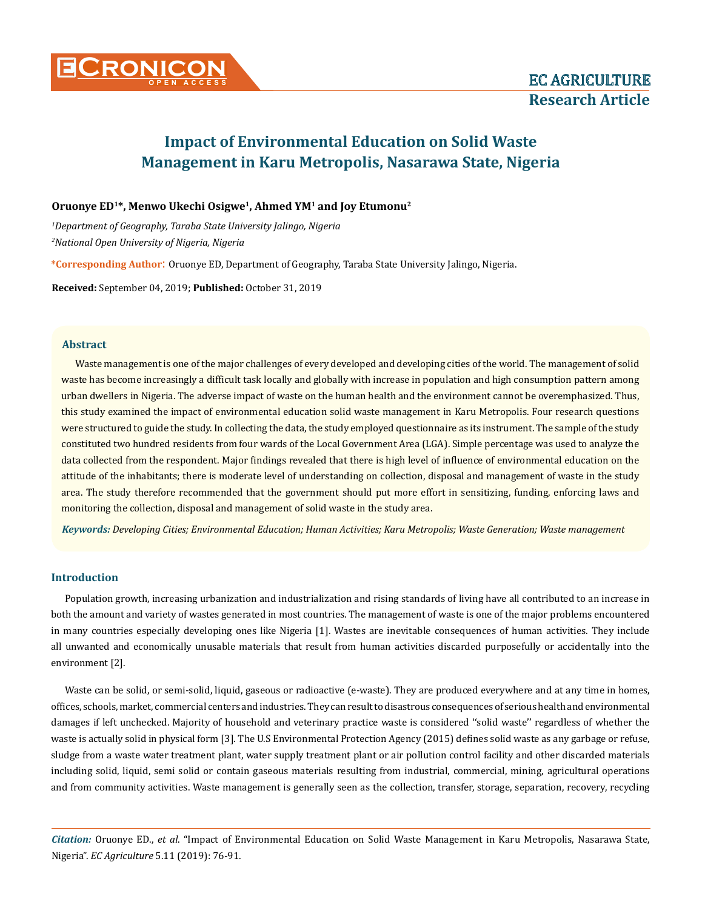# Impact of Environmental Education on Solid Waste Management in Karu Metropolis, Nasarawa State, Nigeria

**Oruonye ED[1]*, Menwo Ukechi Osigwe[1], Ahmed YM[1] and Joy Etumonu[2]**

*[1]Department of Geography, Taraba State University Jalingo, Nigeria*

*[2]National Open University of Nigeria, Nigeria*

**\*Corresponding Author:** Oruonye ED, Department of Geography, Taraba State University Jalingo, Nigeria.

**Received:** September 04, 2019; **Published:** October 31, 2019

## Abstract

Waste management is one of the major challenges of every developed and developing cities of the world. The management of solid waste has become increasingly a difficult task locally and globally with increase in population and high consumption pattern among urban dwellers in Nigeria. The adverse impact of waste on the human health and the environment cannot be overemphasized. Thus, this study examined the impact of environmental education solid waste management in Karu Metropolis. Four research questions were structured to guide the study. In collecting the data, the study employed questionnaire as its instrument. The sample of the study constituted two hundred residents from four wards of the Local Government Area (LGA). Simple percentage was used to analyze the data collected from the respondent. Major findings revealed that there is high level of influence of environmental education on the attitude of the inhabitants; there is moderate level of understanding on collection, disposal and management of waste in the study area. The study therefore recommended that the government should put more effort in sensitizing, funding, enforcing laws and monitoring the collection, disposal and management of solid waste in the study area.

***Keywords:*** *Developing Cities; Environmental Education; Human Activities; Karu Metropolis; Waste Generation; Waste management*

## Introduction

Population growth, increasing urbanization and industrialization and rising standards of living have all contributed to an increase in both the amount and variety of wastes generated in most countries. The management of waste is one of the major problems encountered in many countries especially developing ones like Nigeria [1]. Wastes are inevitable consequences of human activities. They include all unwanted and economically unusable materials that result from human activities discarded purposefully or accidentally into the environment [2].

Waste can be solid, or semi-solid, liquid, gaseous or radioactive (e-waste). They are produced everywhere and at any time in homes, offices, schools, market, commercial centers and industries. They can result to disastrous consequences of serious health and environmental damages if left unchecked. Majority of household and veterinary practice waste is considered ''solid waste'' regardless of whether the waste is actually solid in physical form [3]. The U.S Environmental Protection Agency (2015) defines solid waste as any garbage or refuse, sludge from a waste water treatment plant, water supply treatment plant or air pollution control facility and other discarded materials including solid, liquid, semi solid or contain gaseous materials resulting from industrial, commercial, mining, agricultural operations and from community activities. Waste management is generally seen as the collection, transfer, storage, separation, recovery, recycling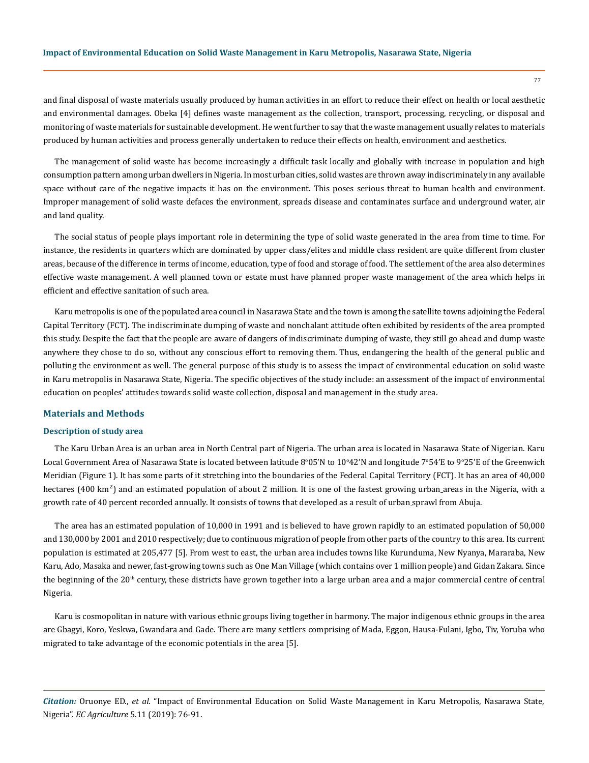and final disposal of waste materials usually produced by human activities in an effort to reduce their effect on health or local aesthetic and environmental damages. Obeka [4] defines waste management as the collection, transport, processing, recycling, or disposal and monitoring of waste materials for sustainable development. He went further to say that the waste management usually relates to materials produced by human activities and process generally undertaken to reduce their effects on health, environment and aesthetics.

The management of solid waste has become increasingly a difficult task locally and globally with increase in population and high consumption pattern among urban dwellers in Nigeria. In most urban cities, solid wastes are thrown away indiscriminately in any available space without care of the negative impacts it has on the environment. This poses serious threat to human health and environment. Improper management of solid waste defaces the environment, spreads disease and contaminates surface and underground water, air and land quality.

The social status of people plays important role in determining the type of solid waste generated in the area from time to time. For instance, the residents in quarters which are dominated by upper class/elites and middle class resident are quite different from cluster areas, because of the difference in terms of income, education, type of food and storage of food. The settlement of the area also determines effective waste management. A well planned town or estate must have planned proper waste management of the area which helps in efficient and effective sanitation of such area.

Karu metropolis is one of the populated area council in Nasarawa State and the town is among the satellite towns adjoining the Federal Capital Territory (FCT). The indiscriminate dumping of waste and nonchalant attitude often exhibited by residents of the area prompted this study. Despite the fact that the people are aware of dangers of indiscriminate dumping of waste, they still go ahead and dump waste anywhere they chose to do so, without any conscious effort to removing them. Thus, endangering the health of the general public and polluting the environment as well. The general purpose of this study is to assess the impact of environmental education on solid waste in Karu metropolis in Nasarawa State, Nigeria. The specific objectives of the study include: an assessment of the impact of environmental education on peoples' attitudes towards solid waste collection, disposal and management in the study area.

## Materials and Methods

### Description of study area

The Karu Urban Area is an urban area in North Central part of Nigeria. The urban area is located in Nasarawa State of Nigerian. Karu Local Government Area of Nasarawa State is located between latitude 8°05'N to 10°42'N and longitude 7°54'E to 9°25'E of the Greenwich Meridian (Figure 1). It has some parts of it stretching into the boundaries of the Federal Capital Territory (FCT). It has an area of 40,000 hectares (400 km$^2$) and an estimated population of about 2 million. It is one of the fastest growing urban areas in the Nigeria, with a growth rate of 40 percent recorded annually. It consists of towns that developed as a result of urban sprawl from Abuja.

The area has an estimated population of 10,000 in 1991 and is believed to have grown rapidly to an estimated population of 50,000 and 130,000 by 2001 and 2010 respectively; due to continuous migration of people from other parts of the country to this area. Its current population is estimated at 205,477 [5]. From west to east, the urban area includes towns like Kurunduma, New Nyanya, Mararaba, New Karu, Ado, Masaka and newer, fast-growing towns such as One Man Village (which contains over 1 million people) and Gidan Zakara. Since the beginning of the 20th century, these districts have grown together into a large urban area and a major commercial centre of central Nigeria.

Karu is cosmopolitan in nature with various ethnic groups living together in harmony. The major indigenous ethnic groups in the area are Gbagyi, Koro, Yeskwa, Gwandara and Gade. There are many settlers comprising of Mada, Eggon, Hausa-Fulani, Igbo, Tiv, Yoruba who migrated to take advantage of the economic potentials in the area [5].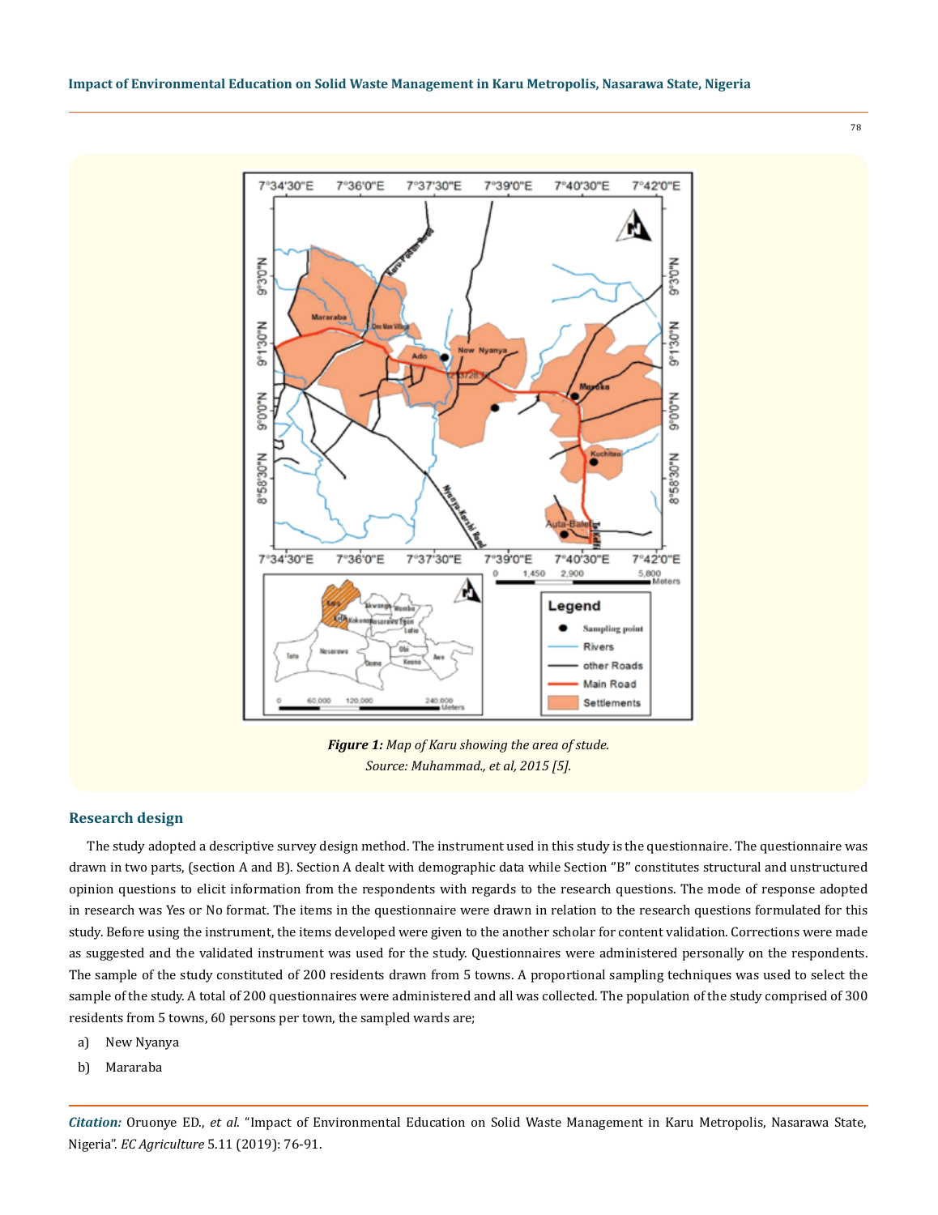**Figure 1:** *Map of Karu showing the area of stude.*
*Source: Muhammad., et al, 2015 [5].*

## Research design

The study adopted a descriptive survey design method. The instrument used in this study is the questionnaire. The questionnaire was drawn in two parts, (section A and B). Section A dealt with demographic data while Section "B" constitutes structural and unstructured opinion questions to elicit information from the respondents with regards to the research questions. The mode of response adopted in research was Yes or No format. The items in the questionnaire were drawn in relation to the research questions formulated for this study. Before using the instrument, the items developed were given to the another scholar for content validation. Corrections were made as suggested and the validated instrument was used for the study. Questionnaires were administered personally on the respondents. The sample of the study constituted of 200 residents drawn from 5 towns. A proportional sampling techniques was used to select the sample of the study. A total of 200 questionnaires were administered and all was collected. The population of the study comprised of 300 residents from 5 towns, 60 persons per town, the sampled wards are;

a) New Nyanya

b) Mararaba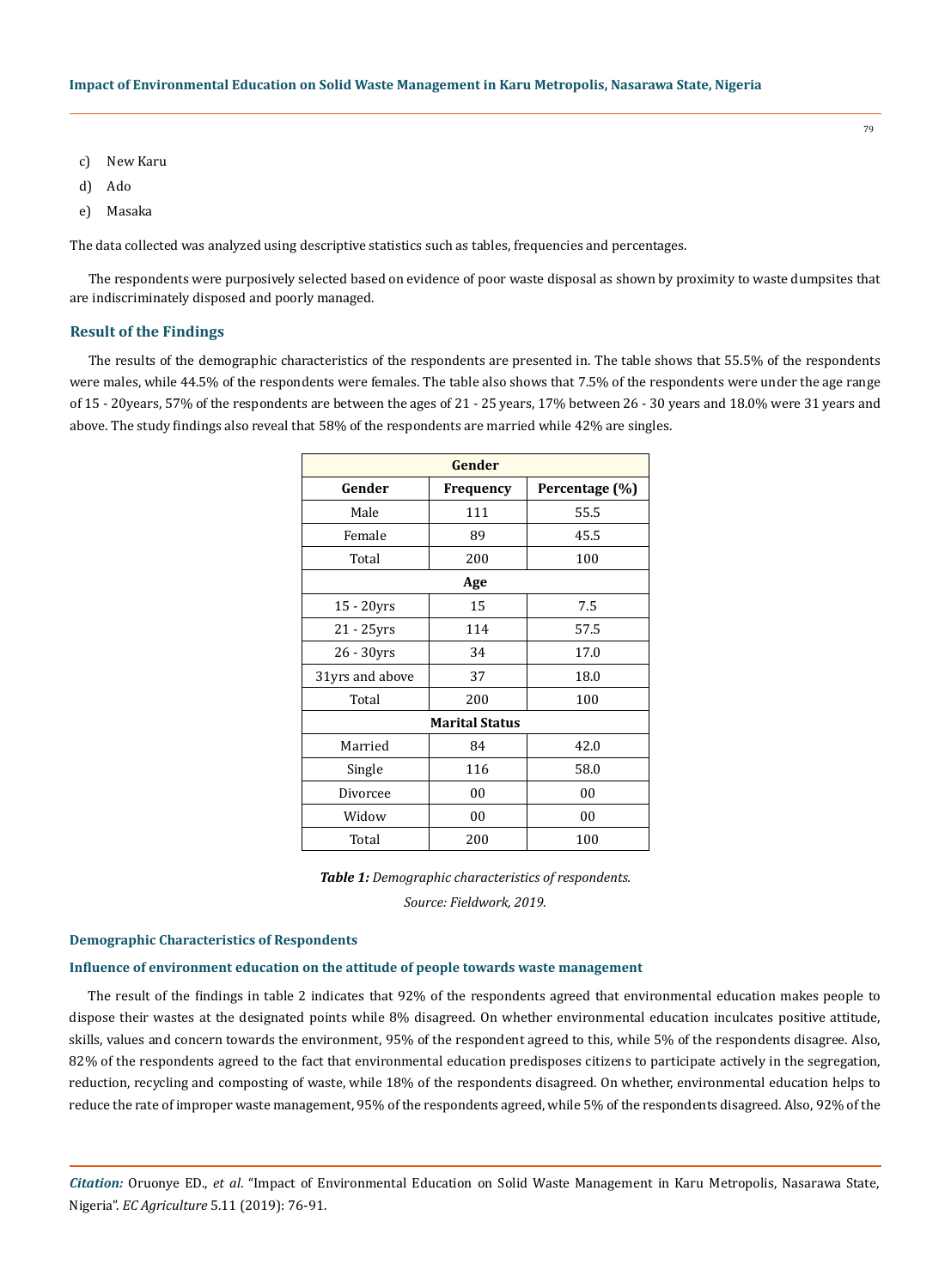c) New Karu

d) Ado

e) Masaka

The data collected was analyzed using descriptive statistics such as tables, frequencies and percentages.

The respondents were purposively selected based on evidence of poor waste disposal as shown by proximity to waste dumpsites that are indiscriminately disposed and poorly managed.

## Result of the Findings

The results of the demographic characteristics of the respondents are presented in. The table shows that 55.5% of the respondents were males, while 44.5% of the respondents were females. The table also shows that 7.5% of the respondents were under the age range of 15 - 20years, 57% of the respondents are between the ages of 21 - 25 years, 17% between 26 - 30 years and 18.0% were 31 years and above. The study findings also reveal that 58% of the respondents are married while 42% are singles.

| Gender | | |
|---|---|---|
| **Gender** | **Frequency** | **Percentage (%)** |
| Male | 111 | 55.5 |
| Female | 89 | 45.5 |
| Total | 200 | 100 |
| **Age** | | |
| 15 - 20yrs | 15 | 7.5 |
| 21 - 25yrs | 114 | 57.5 |
| 26 - 30yrs | 34 | 17.0 |
| 31yrs and above | 37 | 18.0 |
| Total | 200 | 100 |
| **Marital Status** | | |
| Married | 84 | 42.0 |
| Single | 116 | 58.0 |
| Divorcee | 00 | 00 |
| Widow | 00 | 00 |
| Total | 200 | 100 |

***Table 1:*** *Demographic characteristics of respondents.*

*Source: Fieldwork, 2019.*

#### Demographic Characteristics of Respondents

#### Influence of environment education on the attitude of people towards waste management

The result of the findings in table 2 indicates that 92% of the respondents agreed that environmental education makes people to dispose their wastes at the designated points while 8% disagreed. On whether environmental education inculcates positive attitude, skills, values and concern towards the environment, 95% of the respondent agreed to this, while 5% of the respondents disagree. Also, 82% of the respondents agreed to the fact that environmental education predisposes citizens to participate actively in the segregation, reduction, recycling and composting of waste, while 18% of the respondents disagreed. On whether, environmental education helps to reduce the rate of improper waste management, 95% of the respondents agreed, while 5% of the respondents disagreed. Also, 92% of the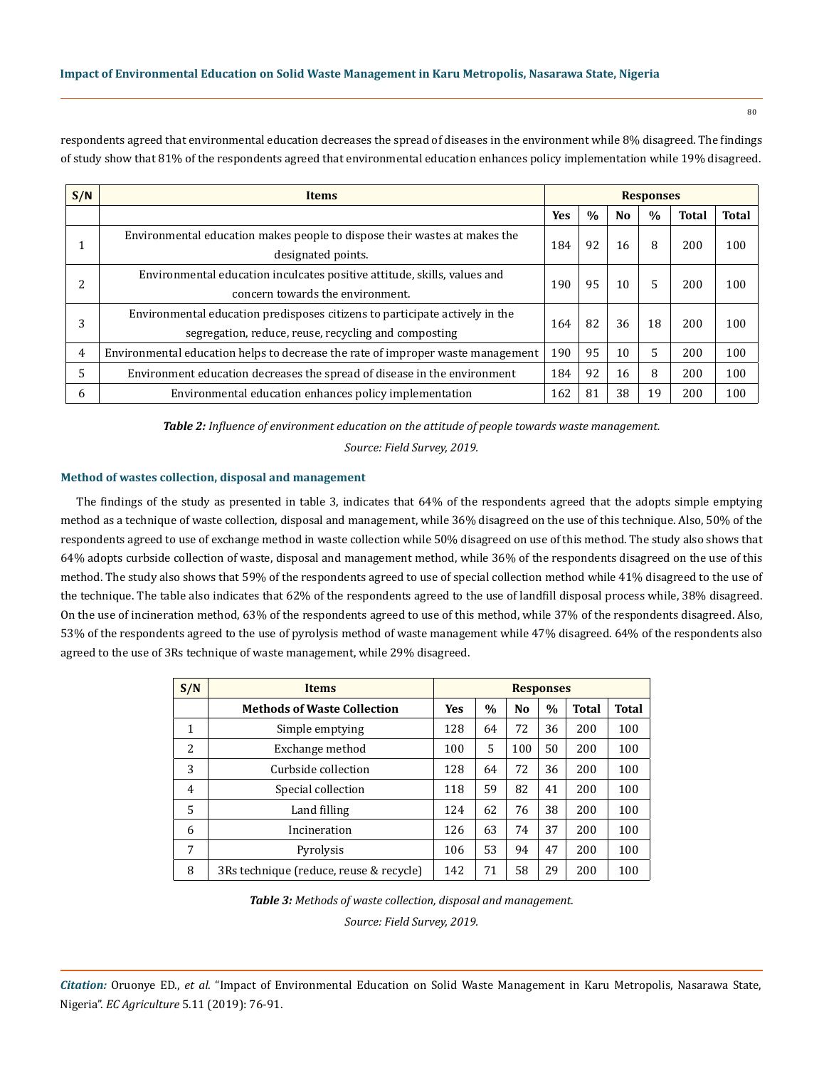respondents agreed that environmental education decreases the spread of diseases in the environment while 8% disagreed. The findings of study show that 81% of the respondents agreed that environmental education enhances policy implementation while 19% disagreed.

| S/N | Items | Responses | | | | | |
|---|---|---|---|---|---|---|---|
| | | Yes | % | No | % | Total | Total |
| 1 | Environmental education makes people to dispose their wastes at makes the designated points. | 184 | 92 | 16 | 8 | 200 | 100 |
| 2 | Environmental education inculcates positive attitude, skills, values and concern towards the environment. | 190 | 95 | 10 | 5 | 200 | 100 |
| 3 | Environmental education predisposes citizens to participate actively in the segregation, reduce, reuse, recycling and composting | 164 | 82 | 36 | 18 | 200 | 100 |
| 4 | Environmental education helps to decrease the rate of improper waste management | 190 | 95 | 10 | 5 | 200 | 100 |
| 5 | Environment education decreases the spread of disease in the environment | 184 | 92 | 16 | 8 | 200 | 100 |
| 6 | Environmental education enhances policy implementation | 162 | 81 | 38 | 19 | 200 | 100 |

***Table 2:*** *Influence of environment education on the attitude of people towards waste management.*

*Source: Field Survey, 2019.*

### Method of wastes collection, disposal and management

The findings of the study as presented in table 3, indicates that 64% of the respondents agreed that the adopts simple emptying method as a technique of waste collection, disposal and management, while 36% disagreed on the use of this technique. Also, 50% of the respondents agreed to use of exchange method in waste collection while 50% disagreed on use of this method. The study also shows that 64% adopts curbside collection of waste, disposal and management method, while 36% of the respondents disagreed on the use of this method. The study also shows that 59% of the respondents agreed to use of special collection method while 41% disagreed to the use of the technique. The table also indicates that 62% of the respondents agreed to the use of landfill disposal process while, 38% disagreed. On the use of incineration method, 63% of the respondents agreed to use of this method, while 37% of the respondents disagreed. Also, 53% of the respondents agreed to the use of pyrolysis method of waste management while 47% disagreed. 64% of the respondents also agreed to the use of 3Rs technique of waste management, while 29% disagreed.

| S/N | Items | Responses | | | | | |
|---|---|---|---|---|---|---|---|
| | Methods of Waste Collection | Yes | % | No | % | Total | Total |
| 1 | Simple emptying | 128 | 64 | 72 | 36 | 200 | 100 |
| 2 | Exchange method | 100 | 5 | 100 | 50 | 200 | 100 |
| 3 | Curbside collection | 128 | 64 | 72 | 36 | 200 | 100 |
| 4 | Special collection | 118 | 59 | 82 | 41 | 200 | 100 |
| 5 | Land filling | 124 | 62 | 76 | 38 | 200 | 100 |
| 6 | Incineration | 126 | 63 | 74 | 37 | 200 | 100 |
| 7 | Pyrolysis | 106 | 53 | 94 | 47 | 200 | 100 |
| 8 | 3Rs technique (reduce, reuse & recycle) | 142 | 71 | 58 | 29 | 200 | 100 |

***Table 3:*** *Methods of waste collection, disposal and management.*

*Source: Field Survey, 2019.*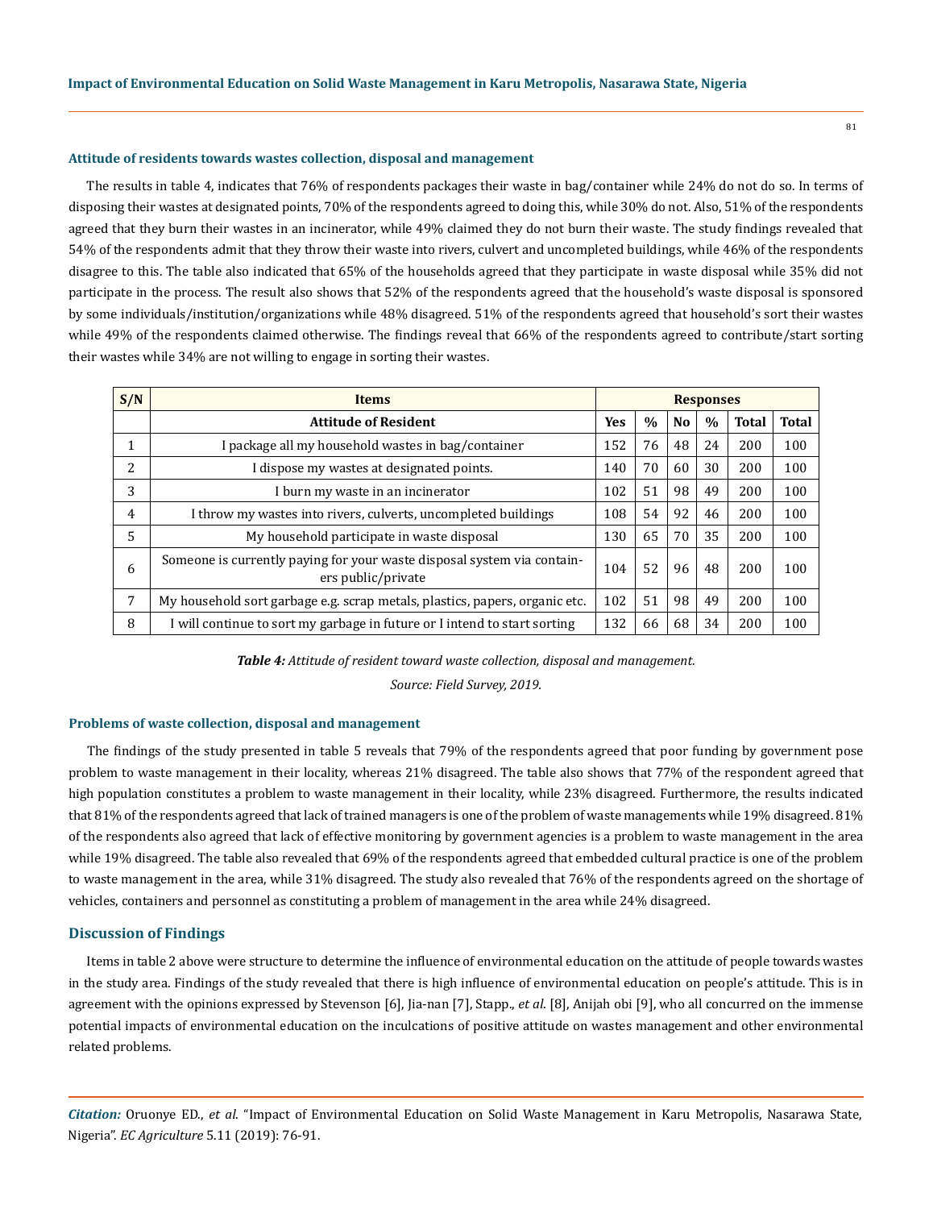### Attitude of residents towards wastes collection, disposal and management

The results in table 4, indicates that 76% of respondents packages their waste in bag/container while 24% do not do so. In terms of disposing their wastes at designated points, 70% of the respondents agreed to doing this, while 30% do not. Also, 51% of the respondents agreed that they burn their wastes in an incinerator, while 49% claimed they do not burn their waste. The study findings revealed that 54% of the respondents admit that they throw their waste into rivers, culvert and uncompleted buildings, while 46% of the respondents disagree to this. The table also indicated that 65% of the households agreed that they participate in waste disposal while 35% did not participate in the process. The result also shows that 52% of the respondents agreed that the household's waste disposal is sponsored by some individuals/institution/organizations while 48% disagreed. 51% of the respondents agreed that household's sort their wastes while 49% of the respondents claimed otherwise. The findings reveal that 66% of the respondents agreed to contribute/start sorting their wastes while 34% are not willing to engage in sorting their wastes.

| S/N | Items | Responses | | | | | |
|---|---|---|---|---|---|---|---|
| | **Attitude of Resident** | **Yes** | **%** | **No** | **%** | **Total** | **Total** |
| 1 | I package all my household wastes in bag/container | 152 | 76 | 48 | 24 | 200 | 100 |
| 2 | I dispose my wastes at designated points. | 140 | 70 | 60 | 30 | 200 | 100 |
| 3 | I burn my waste in an incinerator | 102 | 51 | 98 | 49 | 200 | 100 |
| 4 | I throw my wastes into rivers, culverts, uncompleted buildings | 108 | 54 | 92 | 46 | 200 | 100 |
| 5 | My household participate in waste disposal | 130 | 65 | 70 | 35 | 200 | 100 |
| 6 | Someone is currently paying for your waste disposal system via containers public/private | 104 | 52 | 96 | 48 | 200 | 100 |
| 7 | My household sort garbage e.g. scrap metals, plastics, papers, organic etc. | 102 | 51 | 98 | 49 | 200 | 100 |
| 8 | I will continue to sort my garbage in future or I intend to start sorting | 132 | 66 | 68 | 34 | 200 | 100 |

***Table 4:*** *Attitude of resident toward waste collection, disposal and management.*

*Source: Field Survey, 2019.*

### Problems of waste collection, disposal and management

The findings of the study presented in table 5 reveals that 79% of the respondents agreed that poor funding by government pose problem to waste management in their locality, whereas 21% disagreed. The table also shows that 77% of the respondent agreed that high population constitutes a problem to waste management in their locality, while 23% disagreed. Furthermore, the results indicated that 81% of the respondents agreed that lack of trained managers is one of the problem of waste managements while 19% disagreed. 81% of the respondents also agreed that lack of effective monitoring by government agencies is a problem to waste management in the area while 19% disagreed. The table also revealed that 69% of the respondents agreed that embedded cultural practice is one of the problem to waste management in the area, while 31% disagreed. The study also revealed that 76% of the respondents agreed on the shortage of vehicles, containers and personnel as constituting a problem of management in the area while 24% disagreed.

## Discussion of Findings

Items in table 2 above were structure to determine the influence of environmental education on the attitude of people towards wastes in the study area. Findings of the study revealed that there is high influence of environmental education on people's attitude. This is in agreement with the opinions expressed by Stevenson [6], Jia-nan [7], Stapp., *et al*. [8], Anijah obi [9], who all concurred on the immense potential impacts of environmental education on the inculcations of positive attitude on wastes management and other environmental related problems.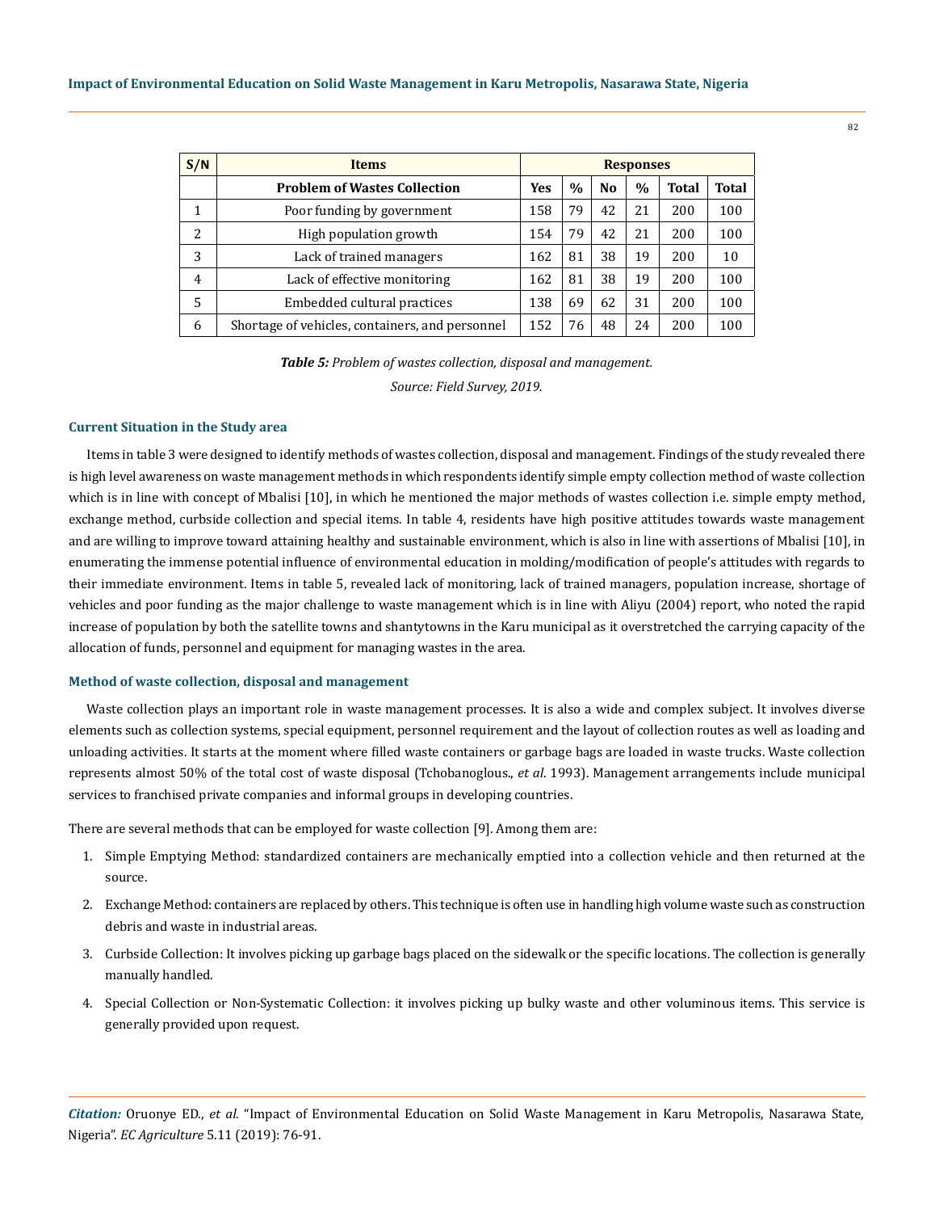| S/N | Items | Responses | | | | | |
|---|---|---|---|---|---|---|---|
| | **Problem of Wastes Collection** | **Yes** | **%** | **No** | **%** | **Total** | **Total** |
| 1 | Poor funding by government | 158 | 79 | 42 | 21 | 200 | 100 |
| 2 | High population growth | 154 | 79 | 42 | 21 | 200 | 100 |
| 3 | Lack of trained managers | 162 | 81 | 38 | 19 | 200 | 10 |
| 4 | Lack of effective monitoring | 162 | 81 | 38 | 19 | 200 | 100 |
| 5 | Embedded cultural practices | 138 | 69 | 62 | 31 | 200 | 100 |
| 6 | Shortage of vehicles, containers, and personnel | 152 | 76 | 48 | 24 | 200 | 100 |

***Table 5:*** *Problem of wastes collection, disposal and management.*

*Source: Field Survey, 2019.*

### Current Situation in the Study area

Items in table 3 were designed to identify methods of wastes collection, disposal and management. Findings of the study revealed there is high level awareness on waste management methods in which respondents identify simple empty collection method of waste collection which is in line with concept of Mbalisi [10], in which he mentioned the major methods of wastes collection i.e. simple empty method, exchange method, curbside collection and special items. In table 4, residents have high positive attitudes towards waste management and are willing to improve toward attaining healthy and sustainable environment, which is also in line with assertions of Mbalisi [10], in enumerating the immense potential influence of environmental education in molding/modification of people's attitudes with regards to their immediate environment. Items in table 5, revealed lack of monitoring, lack of trained managers, population increase, shortage of vehicles and poor funding as the major challenge to waste management which is in line with Aliyu (2004) report, who noted the rapid increase of population by both the satellite towns and shantytowns in the Karu municipal as it overstretched the carrying capacity of the allocation of funds, personnel and equipment for managing wastes in the area.

### Method of waste collection, disposal and management

Waste collection plays an important role in waste management processes. It is also a wide and complex subject. It involves diverse elements such as collection systems, special equipment, personnel requirement and the layout of collection routes as well as loading and unloading activities. It starts at the moment where filled waste containers or garbage bags are loaded in waste trucks. Waste collection represents almost 50% of the total cost of waste disposal (Tchobanoglous., *et al*. 1993). Management arrangements include municipal services to franchised private companies and informal groups in developing countries.

There are several methods that can be employed for waste collection [9]. Among them are:

1. Simple Emptying Method: standardized containers are mechanically emptied into a collection vehicle and then returned at the source.
2. Exchange Method: containers are replaced by others. This technique is often use in handling high volume waste such as construction debris and waste in industrial areas.
3. Curbside Collection: It involves picking up garbage bags placed on the sidewalk or the specific locations. The collection is generally manually handled.
4. Special Collection or Non-Systematic Collection: it involves picking up bulky waste and other voluminous items. This service is generally provided upon request.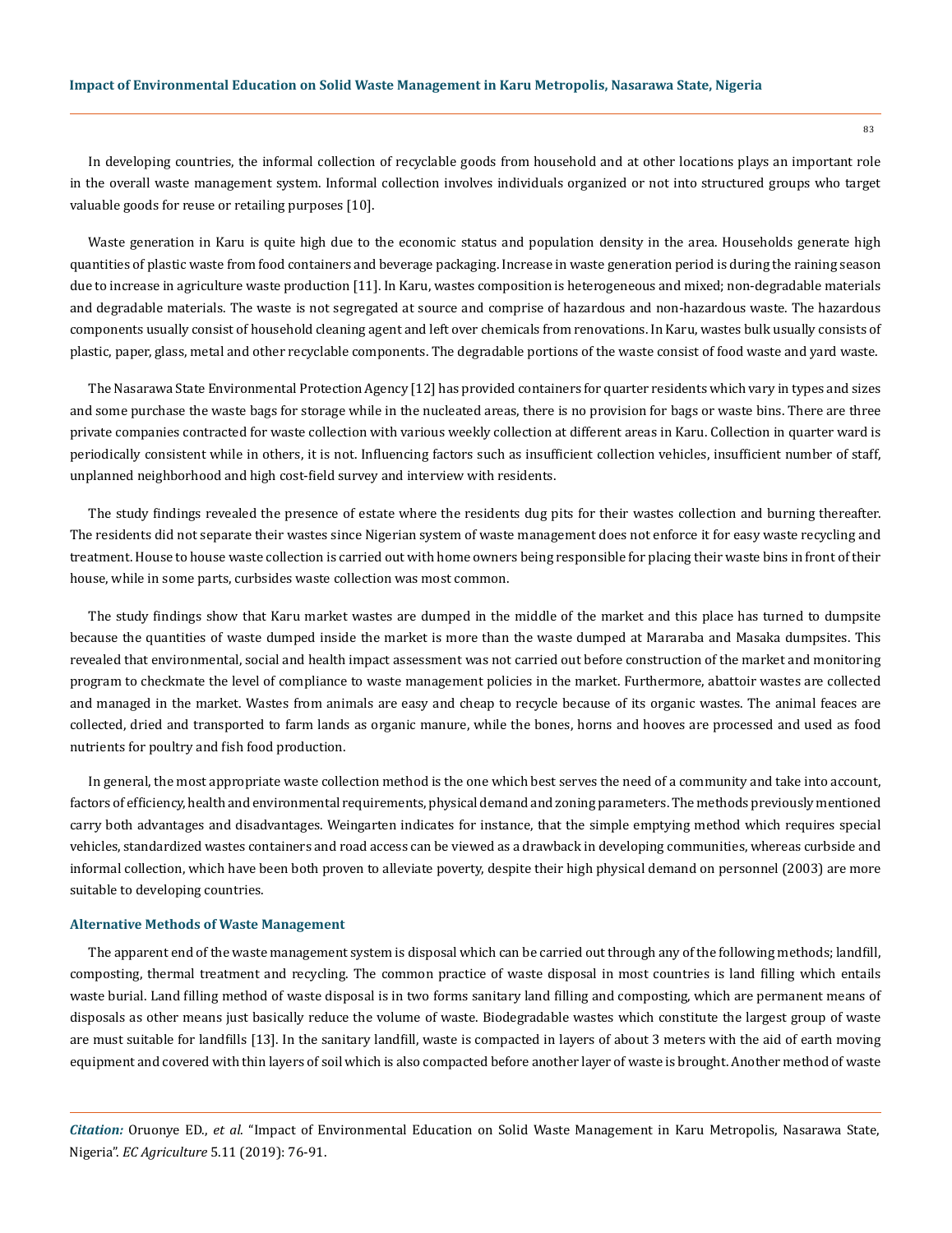In developing countries, the informal collection of recyclable goods from household and at other locations plays an important role in the overall waste management system. Informal collection involves individuals organized or not into structured groups who target valuable goods for reuse or retailing purposes [10].

Waste generation in Karu is quite high due to the economic status and population density in the area. Households generate high quantities of plastic waste from food containers and beverage packaging. Increase in waste generation period is during the raining season due to increase in agriculture waste production [11]. In Karu, wastes composition is heterogeneous and mixed; non-degradable materials and degradable materials. The waste is not segregated at source and comprise of hazardous and non-hazardous waste. The hazardous components usually consist of household cleaning agent and left over chemicals from renovations. In Karu, wastes bulk usually consists of plastic, paper, glass, metal and other recyclable components. The degradable portions of the waste consist of food waste and yard waste.

The Nasarawa State Environmental Protection Agency [12] has provided containers for quarter residents which vary in types and sizes and some purchase the waste bags for storage while in the nucleated areas, there is no provision for bags or waste bins. There are three private companies contracted for waste collection with various weekly collection at different areas in Karu. Collection in quarter ward is periodically consistent while in others, it is not. Influencing factors such as insufficient collection vehicles, insufficient number of staff, unplanned neighborhood and high cost-field survey and interview with residents.

The study findings revealed the presence of estate where the residents dug pits for their wastes collection and burning thereafter. The residents did not separate their wastes since Nigerian system of waste management does not enforce it for easy waste recycling and treatment. House to house waste collection is carried out with home owners being responsible for placing their waste bins in front of their house, while in some parts, curbsides waste collection was most common.

The study findings show that Karu market wastes are dumped in the middle of the market and this place has turned to dumpsite because the quantities of waste dumped inside the market is more than the waste dumped at Mararaba and Masaka dumpsites. This revealed that environmental, social and health impact assessment was not carried out before construction of the market and monitoring program to checkmate the level of compliance to waste management policies in the market. Furthermore, abattoir wastes are collected and managed in the market. Wastes from animals are easy and cheap to recycle because of its organic wastes. The animal feaces are collected, dried and transported to farm lands as organic manure, while the bones, horns and hooves are processed and used as food nutrients for poultry and fish food production.

In general, the most appropriate waste collection method is the one which best serves the need of a community and take into account, factors of efficiency, health and environmental requirements, physical demand and zoning parameters. The methods previously mentioned carry both advantages and disadvantages. Weingarten indicates for instance, that the simple emptying method which requires special vehicles, standardized wastes containers and road access can be viewed as a drawback in developing communities, whereas curbside and informal collection, which have been both proven to alleviate poverty, despite their high physical demand on personnel (2003) are more suitable to developing countries.

### Alternative Methods of Waste Management

The apparent end of the waste management system is disposal which can be carried out through any of the following methods; landfill, composting, thermal treatment and recycling. The common practice of waste disposal in most countries is land filling which entails waste burial. Land filling method of waste disposal is in two forms sanitary land filling and composting, which are permanent means of disposals as other means just basically reduce the volume of waste. Biodegradable wastes which constitute the largest group of waste are must suitable for landfills [13]. In the sanitary landfill, waste is compacted in layers of about 3 meters with the aid of earth moving equipment and covered with thin layers of soil which is also compacted before another layer of waste is brought. Another method of waste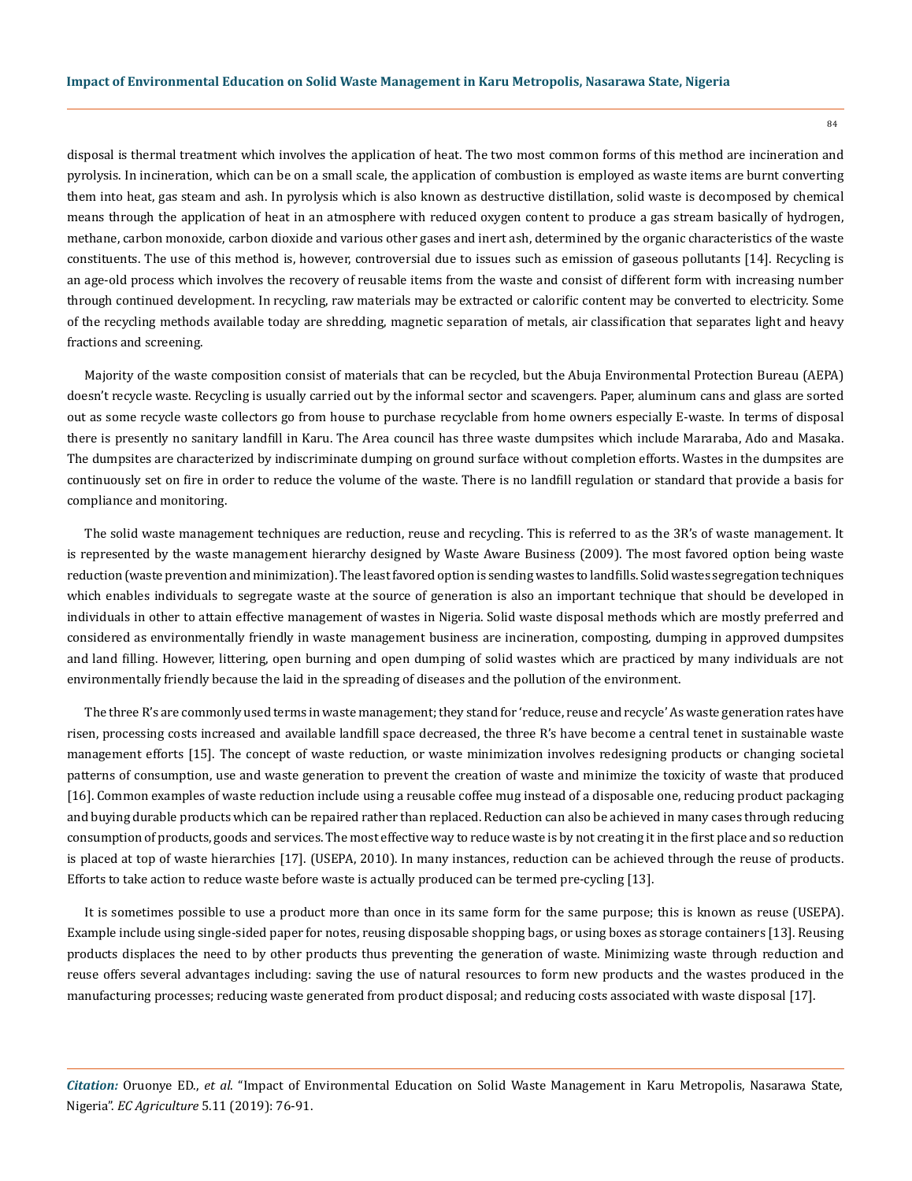disposal is thermal treatment which involves the application of heat. The two most common forms of this method are incineration and pyrolysis. In incineration, which can be on a small scale, the application of combustion is employed as waste items are burnt converting them into heat, gas steam and ash. In pyrolysis which is also known as destructive distillation, solid waste is decomposed by chemical means through the application of heat in an atmosphere with reduced oxygen content to produce a gas stream basically of hydrogen, methane, carbon monoxide, carbon dioxide and various other gases and inert ash, determined by the organic characteristics of the waste constituents. The use of this method is, however, controversial due to issues such as emission of gaseous pollutants [14]. Recycling is an age-old process which involves the recovery of reusable items from the waste and consist of different form with increasing number through continued development. In recycling, raw materials may be extracted or calorific content may be converted to electricity. Some of the recycling methods available today are shredding, magnetic separation of metals, air classification that separates light and heavy fractions and screening.

Majority of the waste composition consist of materials that can be recycled, but the Abuja Environmental Protection Bureau (AEPA) doesn't recycle waste. Recycling is usually carried out by the informal sector and scavengers. Paper, aluminum cans and glass are sorted out as some recycle waste collectors go from house to purchase recyclable from home owners especially E-waste. In terms of disposal there is presently no sanitary landfill in Karu. The Area council has three waste dumpsites which include Mararaba, Ado and Masaka. The dumpsites are characterized by indiscriminate dumping on ground surface without completion efforts. Wastes in the dumpsites are continuously set on fire in order to reduce the volume of the waste. There is no landfill regulation or standard that provide a basis for compliance and monitoring.

The solid waste management techniques are reduction, reuse and recycling. This is referred to as the 3R's of waste management. It is represented by the waste management hierarchy designed by Waste Aware Business (2009). The most favored option being waste reduction (waste prevention and minimization). The least favored option is sending wastes to landfills. Solid wastes segregation techniques which enables individuals to segregate waste at the source of generation is also an important technique that should be developed in individuals in other to attain effective management of wastes in Nigeria. Solid waste disposal methods which are mostly preferred and considered as environmentally friendly in waste management business are incineration, composting, dumping in approved dumpsites and land filling. However, littering, open burning and open dumping of solid wastes which are practiced by many individuals are not environmentally friendly because the laid in the spreading of diseases and the pollution of the environment.

The three R's are commonly used terms in waste management; they stand for 'reduce, reuse and recycle' As waste generation rates have risen, processing costs increased and available landfill space decreased, the three R's have become a central tenet in sustainable waste management efforts [15]. The concept of waste reduction, or waste minimization involves redesigning products or changing societal patterns of consumption, use and waste generation to prevent the creation of waste and minimize the toxicity of waste that produced [16]. Common examples of waste reduction include using a reusable coffee mug instead of a disposable one, reducing product packaging and buying durable products which can be repaired rather than replaced. Reduction can also be achieved in many cases through reducing consumption of products, goods and services. The most effective way to reduce waste is by not creating it in the first place and so reduction is placed at top of waste hierarchies [17]. (USEPA, 2010). In many instances, reduction can be achieved through the reuse of products. Efforts to take action to reduce waste before waste is actually produced can be termed pre-cycling [13].

It is sometimes possible to use a product more than once in its same form for the same purpose; this is known as reuse (USEPA). Example include using single-sided paper for notes, reusing disposable shopping bags, or using boxes as storage containers [13]. Reusing products displaces the need to by other products thus preventing the generation of waste. Minimizing waste through reduction and reuse offers several advantages including: saving the use of natural resources to form new products and the wastes produced in the manufacturing processes; reducing waste generated from product disposal; and reducing costs associated with waste disposal [17].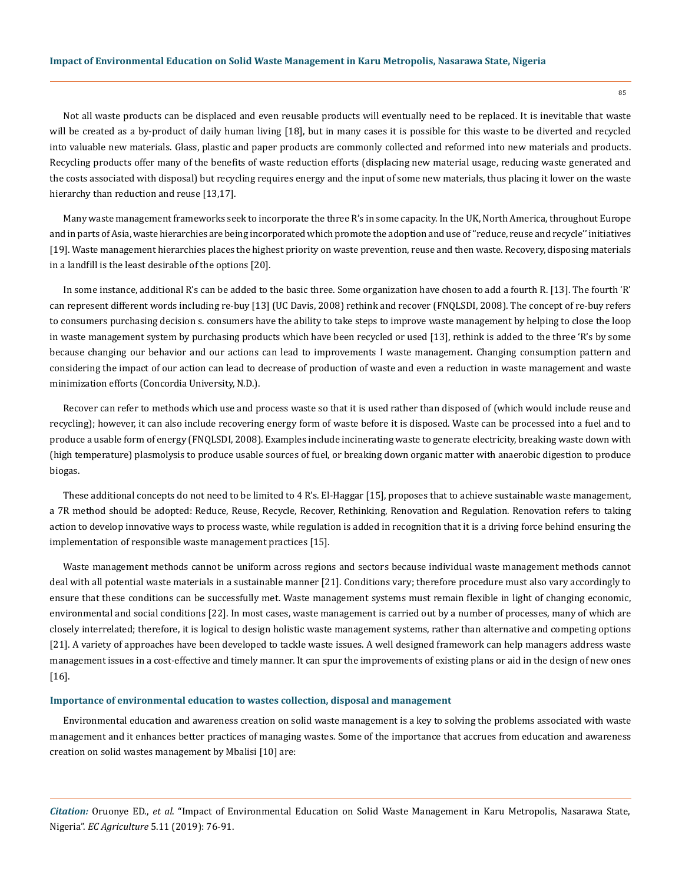Not all waste products can be displaced and even reusable products will eventually need to be replaced. It is inevitable that waste will be created as a by-product of daily human living [18], but in many cases it is possible for this waste to be diverted and recycled into valuable new materials. Glass, plastic and paper products are commonly collected and reformed into new materials and products. Recycling products offer many of the benefits of waste reduction efforts (displacing new material usage, reducing waste generated and the costs associated with disposal) but recycling requires energy and the input of some new materials, thus placing it lower on the waste hierarchy than reduction and reuse [13,17].

Many waste management frameworks seek to incorporate the three R's in some capacity. In the UK, North America, throughout Europe and in parts of Asia, waste hierarchies are being incorporated which promote the adoption and use of "reduce, reuse and recycle'' initiatives [19]. Waste management hierarchies places the highest priority on waste prevention, reuse and then waste. Recovery, disposing materials in a landfill is the least desirable of the options [20].

In some instance, additional R's can be added to the basic three. Some organization have chosen to add a fourth R. [13]. The fourth 'R' can represent different words including re-buy [13] (UC Davis, 2008) rethink and recover (FNQLSDI, 2008). The concept of re-buy refers to consumers purchasing decision s. consumers have the ability to take steps to improve waste management by helping to close the loop in waste management system by purchasing products which have been recycled or used [13], rethink is added to the three 'R's by some because changing our behavior and our actions can lead to improvements I waste management. Changing consumption pattern and considering the impact of our action can lead to decrease of production of waste and even a reduction in waste management and waste minimization efforts (Concordia University, N.D.).

Recover can refer to methods which use and process waste so that it is used rather than disposed of (which would include reuse and recycling); however, it can also include recovering energy form of waste before it is disposed. Waste can be processed into a fuel and to produce a usable form of energy (FNQLSDI, 2008). Examples include incinerating waste to generate electricity, breaking waste down with (high temperature) plasmolysis to produce usable sources of fuel, or breaking down organic matter with anaerobic digestion to produce biogas.

These additional concepts do not need to be limited to 4 R's. El-Haggar [15], proposes that to achieve sustainable waste management, a 7R method should be adopted: Reduce, Reuse, Recycle, Recover, Rethinking, Renovation and Regulation. Renovation refers to taking action to develop innovative ways to process waste, while regulation is added in recognition that it is a driving force behind ensuring the implementation of responsible waste management practices [15].

Waste management methods cannot be uniform across regions and sectors because individual waste management methods cannot deal with all potential waste materials in a sustainable manner [21]. Conditions vary; therefore procedure must also vary accordingly to ensure that these conditions can be successfully met. Waste management systems must remain flexible in light of changing economic, environmental and social conditions [22]. In most cases, waste management is carried out by a number of processes, many of which are closely interrelated; therefore, it is logical to design holistic waste management systems, rather than alternative and competing options [21]. A variety of approaches have been developed to tackle waste issues. A well designed framework can help managers address waste management issues in a cost-effective and timely manner. It can spur the improvements of existing plans or aid in the design of new ones [16].

### Importance of environmental education to wastes collection, disposal and management

Environmental education and awareness creation on solid waste management is a key to solving the problems associated with waste management and it enhances better practices of managing wastes. Some of the importance that accrues from education and awareness creation on solid wastes management by Mbalisi [10] are: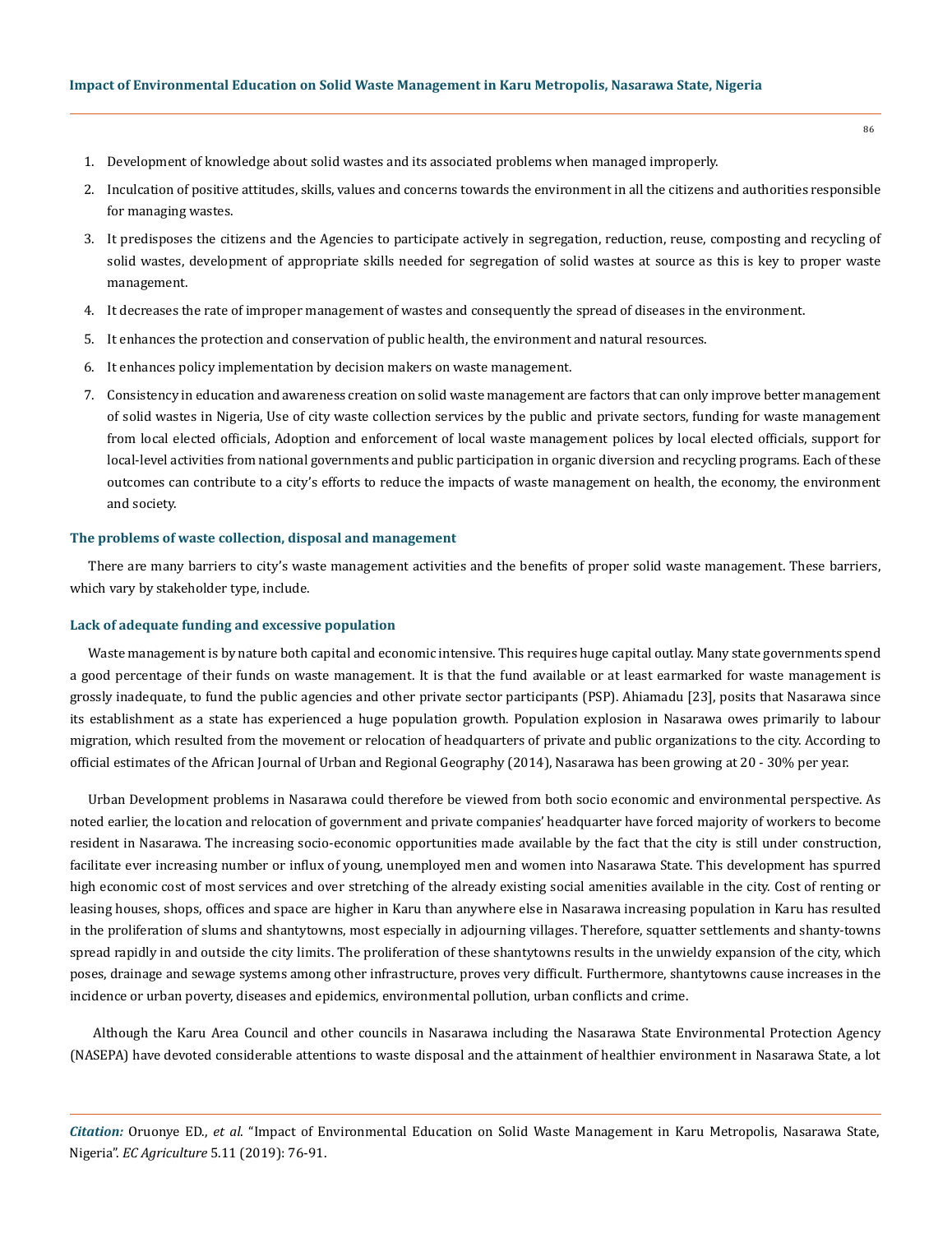1. Development of knowledge about solid wastes and its associated problems when managed improperly.
2. Inculcation of positive attitudes, skills, values and concerns towards the environment in all the citizens and authorities responsible for managing wastes.
3. It predisposes the citizens and the Agencies to participate actively in segregation, reduction, reuse, composting and recycling of solid wastes, development of appropriate skills needed for segregation of solid wastes at source as this is key to proper waste management.
4. It decreases the rate of improper management of wastes and consequently the spread of diseases in the environment.
5. It enhances the protection and conservation of public health, the environment and natural resources.
6. It enhances policy implementation by decision makers on waste management.
7. Consistency in education and awareness creation on solid waste management are factors that can only improve better management of solid wastes in Nigeria, Use of city waste collection services by the public and private sectors, funding for waste management from local elected officials, Adoption and enforcement of local waste management polices by local elected officials, support for local-level activities from national governments and public participation in organic diversion and recycling programs. Each of these outcomes can contribute to a city's efforts to reduce the impacts of waste management on health, the economy, the environment and society.

### The problems of waste collection, disposal and management

There are many barriers to city's waste management activities and the benefits of proper solid waste management. These barriers, which vary by stakeholder type, include.

### Lack of adequate funding and excessive population

Waste management is by nature both capital and economic intensive. This requires huge capital outlay. Many state governments spend a good percentage of their funds on waste management. It is that the fund available or at least earmarked for waste management is grossly inadequate, to fund the public agencies and other private sector participants (PSP). Ahiamadu [23], posits that Nasarawa since its establishment as a state has experienced a huge population growth. Population explosion in Nasarawa owes primarily to labour migration, which resulted from the movement or relocation of headquarters of private and public organizations to the city. According to official estimates of the African Journal of Urban and Regional Geography (2014), Nasarawa has been growing at 20 - 30% per year.

Urban Development problems in Nasarawa could therefore be viewed from both socio economic and environmental perspective. As noted earlier, the location and relocation of government and private companies' headquarter have forced majority of workers to become resident in Nasarawa. The increasing socio-economic opportunities made available by the fact that the city is still under construction, facilitate ever increasing number or influx of young, unemployed men and women into Nasarawa State. This development has spurred high economic cost of most services and over stretching of the already existing social amenities available in the city. Cost of renting or leasing houses, shops, offices and space are higher in Karu than anywhere else in Nasarawa increasing population in Karu has resulted in the proliferation of slums and shantytowns, most especially in adjourning villages. Therefore, squatter settlements and shanty-towns spread rapidly in and outside the city limits. The proliferation of these shantytowns results in the unwieldy expansion of the city, which poses, drainage and sewage systems among other infrastructure, proves very difficult. Furthermore, shantytowns cause increases in the incidence or urban poverty, diseases and epidemics, environmental pollution, urban conflicts and crime.

Although the Karu Area Council and other councils in Nasarawa including the Nasarawa State Environmental Protection Agency (NASEPA) have devoted considerable attentions to waste disposal and the attainment of healthier environment in Nasarawa State, a lot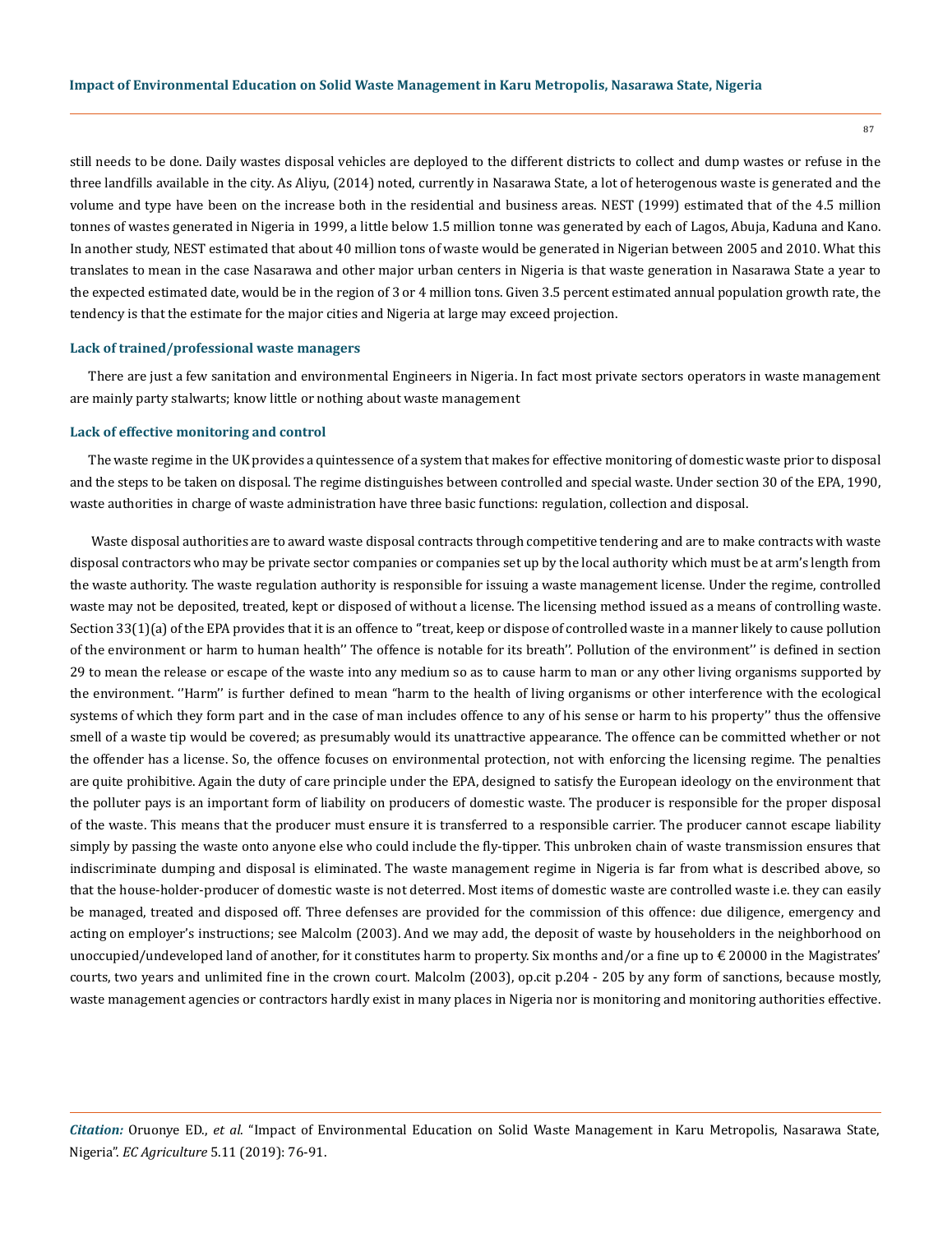still needs to be done. Daily wastes disposal vehicles are deployed to the different districts to collect and dump wastes or refuse in the three landfills available in the city. As Aliyu, (2014) noted, currently in Nasarawa State, a lot of heterogenous waste is generated and the volume and type have been on the increase both in the residential and business areas. NEST (1999) estimated that of the 4.5 million tonnes of wastes generated in Nigeria in 1999, a little below 1.5 million tonne was generated by each of Lagos, Abuja, Kaduna and Kano. In another study, NEST estimated that about 40 million tons of waste would be generated in Nigerian between 2005 and 2010. What this translates to mean in the case Nasarawa and other major urban centers in Nigeria is that waste generation in Nasarawa State a year to the expected estimated date, would be in the region of 3 or 4 million tons. Given 3.5 percent estimated annual population growth rate, the tendency is that the estimate for the major cities and Nigeria at large may exceed projection.

#### Lack of trained/professional waste managers

There are just a few sanitation and environmental Engineers in Nigeria. In fact most private sectors operators in waste management are mainly party stalwarts; know little or nothing about waste management

#### Lack of effective monitoring and control

The waste regime in the UK provides a quintessence of a system that makes for effective monitoring of domestic waste prior to disposal and the steps to be taken on disposal. The regime distinguishes between controlled and special waste. Under section 30 of the EPA, 1990, waste authorities in charge of waste administration have three basic functions: regulation, collection and disposal.

Waste disposal authorities are to award waste disposal contracts through competitive tendering and are to make contracts with waste disposal contractors who may be private sector companies or companies set up by the local authority which must be at arm's length from the waste authority. The waste regulation authority is responsible for issuing a waste management license. Under the regime, controlled waste may not be deposited, treated, kept or disposed of without a license. The licensing method issued as a means of controlling waste. Section 33(1)(a) of the EPA provides that it is an offence to "treat, keep or dispose of controlled waste in a manner likely to cause pollution of the environment or harm to human health'' The offence is notable for its breath''. Pollution of the environment'' is defined in section 29 to mean the release or escape of the waste into any medium so as to cause harm to man or any other living organisms supported by the environment. ''Harm'' is further defined to mean "harm to the health of living organisms or other interference with the ecological systems of which they form part and in the case of man includes offence to any of his sense or harm to his property'' thus the offensive smell of a waste tip would be covered; as presumably would its unattractive appearance. The offence can be committed whether or not the offender has a license. So, the offence focuses on environmental protection, not with enforcing the licensing regime. The penalties are quite prohibitive. Again the duty of care principle under the EPA, designed to satisfy the European ideology on the environment that the polluter pays is an important form of liability on producers of domestic waste. The producer is responsible for the proper disposal of the waste. This means that the producer must ensure it is transferred to a responsible carrier. The producer cannot escape liability simply by passing the waste onto anyone else who could include the fly-tipper. This unbroken chain of waste transmission ensures that indiscriminate dumping and disposal is eliminated. The waste management regime in Nigeria is far from what is described above, so that the house-holder-producer of domestic waste is not deterred. Most items of domestic waste are controlled waste i.e. they can easily be managed, treated and disposed off. Three defenses are provided for the commission of this offence: due diligence, emergency and acting on employer's instructions; see Malcolm (2003). And we may add, the deposit of waste by householders in the neighborhood on unoccupied/undeveloped land of another, for it constitutes harm to property. Six months and/or a fine up to € 20000 in the Magistrates' courts, two years and unlimited fine in the crown court. Malcolm (2003), op.cit p.204 - 205 by any form of sanctions, because mostly, waste management agencies or contractors hardly exist in many places in Nigeria nor is monitoring and monitoring authorities effective.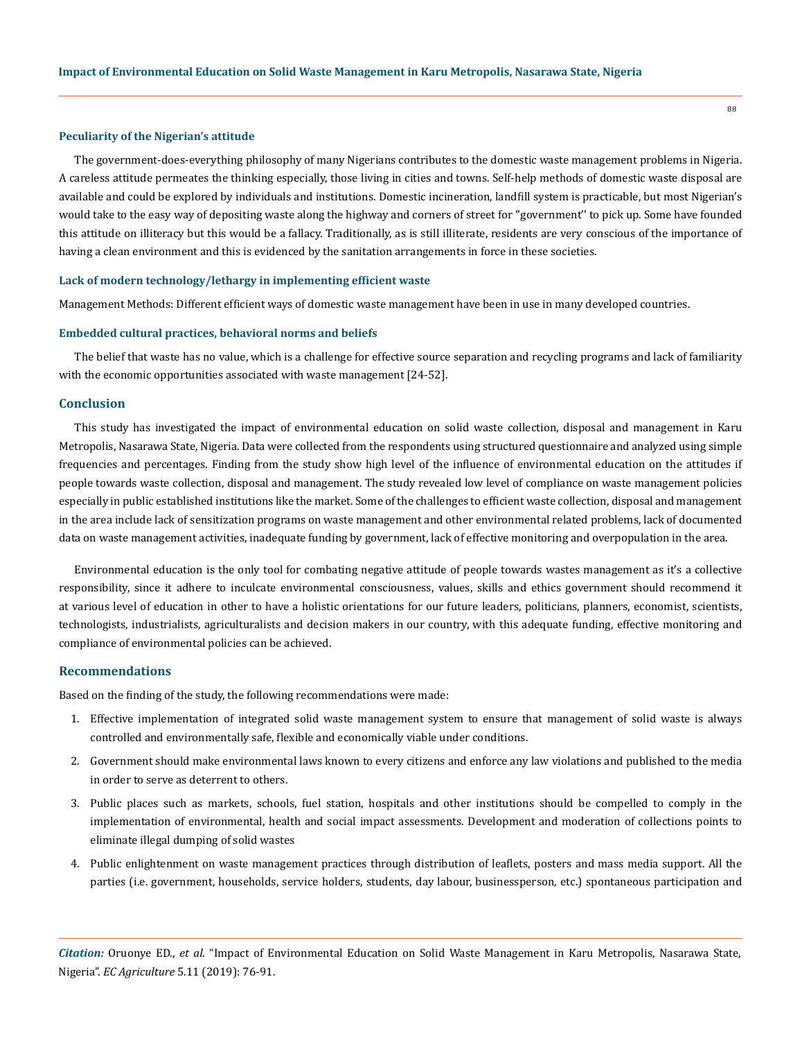#### Peculiarity of the Nigerian's attitude

The government-does-everything philosophy of many Nigerians contributes to the domestic waste management problems in Nigeria. A careless attitude permeates the thinking especially, those living in cities and towns. Self-help methods of domestic waste disposal are available and could be explored by individuals and institutions. Domestic incineration, landfill system is practicable, but most Nigerian's would take to the easy way of depositing waste along the highway and corners of street for "government'' to pick up. Some have founded this attitude on illiteracy but this would be a fallacy. Traditionally, as is still illiterate, residents are very conscious of the importance of having a clean environment and this is evidenced by the sanitation arrangements in force in these societies.

#### Lack of modern technology/lethargy in implementing efficient waste

Management Methods: Different efficient ways of domestic waste management have been in use in many developed countries.

#### Embedded cultural practices, behavioral norms and beliefs

The belief that waste has no value, which is a challenge for effective source separation and recycling programs and lack of familiarity with the economic opportunities associated with waste management [24-52].

### Conclusion

This study has investigated the impact of environmental education on solid waste collection, disposal and management in Karu Metropolis, Nasarawa State, Nigeria. Data were collected from the respondents using structured questionnaire and analyzed using simple frequencies and percentages. Finding from the study show high level of the influence of environmental education on the attitudes if people towards waste collection, disposal and management. The study revealed low level of compliance on waste management policies especially in public established institutions like the market. Some of the challenges to efficient waste collection, disposal and management in the area include lack of sensitization programs on waste management and other environmental related problems, lack of documented data on waste management activities, inadequate funding by government, lack of effective monitoring and overpopulation in the area.

Environmental education is the only tool for combating negative attitude of people towards wastes management as it's a collective responsibility, since it adhere to inculcate environmental consciousness, values, skills and ethics government should recommend it at various level of education in other to have a holistic orientations for our future leaders, politicians, planners, economist, scientists, technologists, industrialists, agriculturalists and decision makers in our country, with this adequate funding, effective monitoring and compliance of environmental policies can be achieved.

### Recommendations

Based on the finding of the study, the following recommendations were made:

1. Effective implementation of integrated solid waste management system to ensure that management of solid waste is always controlled and environmentally safe, flexible and economically viable under conditions.
2. Government should make environmental laws known to every citizens and enforce any law violations and published to the media in order to serve as deterrent to others.
3. Public places such as markets, schools, fuel station, hospitals and other institutions should be compelled to comply in the implementation of environmental, health and social impact assessments. Development and moderation of collections points to eliminate illegal dumping of solid wastes
4. Public enlightenment on waste management practices through distribution of leaflets, posters and mass media support. All the parties (i.e. government, households, service holders, students, day labour, businessperson, etc.) spontaneous participation and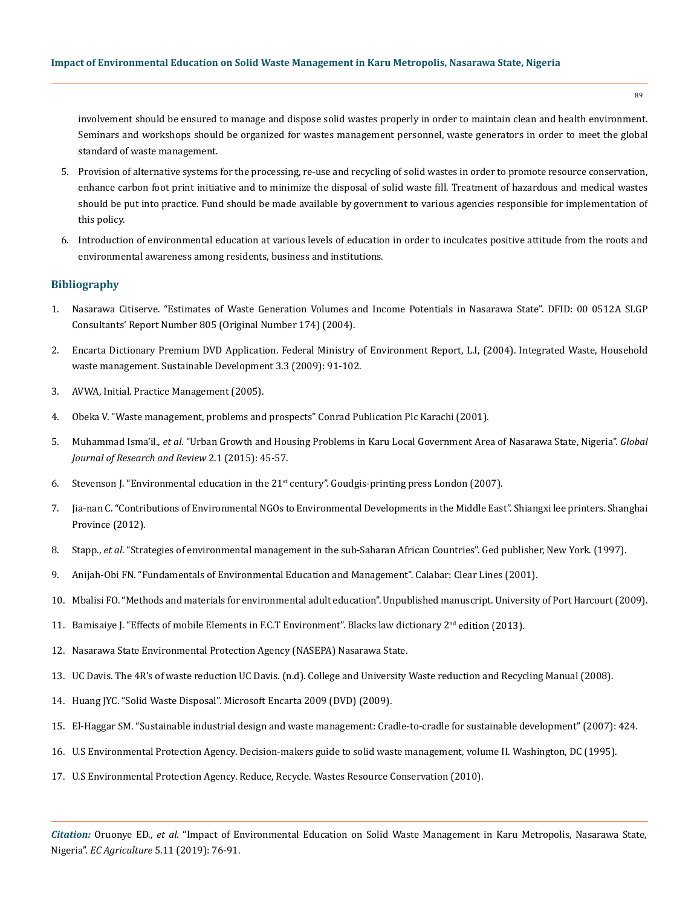involvement should be ensured to manage and dispose solid wastes properly in order to maintain clean and health environment. Seminars and workshops should be organized for wastes management personnel, waste generators in order to meet the global standard of waste management.

5. Provision of alternative systems for the processing, re-use and recycling of solid wastes in order to promote resource conservation, enhance carbon foot print initiative and to minimize the disposal of solid waste fill. Treatment of hazardous and medical wastes should be put into practice. Fund should be made available by government to various agencies responsible for implementation of this policy.
6. Introduction of environmental education at various levels of education in order to inculcates positive attitude from the roots and environmental awareness among residents, business and institutions.

## Bibliography

1. Nasarawa Citiserve. "Estimates of Waste Generation Volumes and Income Potentials in Nasarawa State". DFID: 00 0512A SLGP Consultants' Report Number 805 (Original Number 174) (2004).
2. Encarta Dictionary Premium DVD Application. Federal Ministry of Environment Report, L.I, (2004). Integrated Waste, Household waste management. Sustainable Development 3.3 (2009): 91-102.
3. AVWA, Initial. Practice Management (2005).
4. Obeka V. "Waste management, problems and prospects" Conrad Publication Plc Karachi (2001).
5. Muhammad Isma'il., *et al*. "Urban Growth and Housing Problems in Karu Local Government Area of Nasarawa State, Nigeria". *Global Journal of Research and Review* 2.1 (2015): 45-57.
6. Stevenson J. "Environmental education in the 21st century". Goudgis-printing press London (2007).
7. Jia-nan C. "Contributions of Environmental NGOs to Environmental Developments in the Middle East". Shiangxi lee printers. Shanghai Province (2012).
8. Stapp., *et al*. "Strategies of environmental management in the sub-Saharan African Countries". Ged publisher, New York. (1997).
9. Anijah-Obi FN. "Fundamentals of Environmental Education and Management". Calabar: Clear Lines (2001).
10. Mbalisi FO. "Methods and materials for environmental adult education". Unpublished manuscript. University of Port Harcourt (2009).
11. Bamisaiye J. "Effects of mobile Elements in F.C.T Environment". Blacks law dictionary 2nd edition (2013).
12. Nasarawa State Environmental Protection Agency (NASEPA) Nasarawa State.
13. UC Davis. The 4R's of waste reduction UC Davis. (n.d). College and University Waste reduction and Recycling Manual (2008).
14. Huang JYC. "Solid Waste Disposal". Microsoft Encarta 2009 (DVD) (2009).
15. El-Haggar SM. "Sustainable industrial design and waste management: Cradle-to-cradle for sustainable development" (2007): 424.
16. U.S Environmental Protection Agency. Decision-makers guide to solid waste management, volume II. Washington, DC (1995).
17. U.S Environmental Protection Agency. Reduce, Recycle. Wastes Resource Conservation (2010).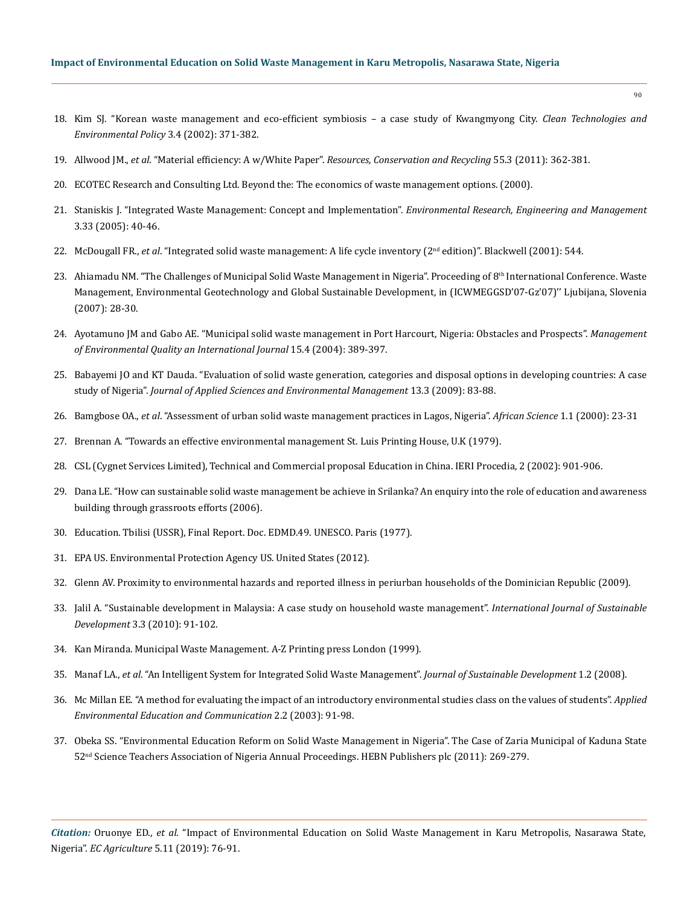18. Kim SJ. "Korean waste management and eco-efficient symbiosis – a case study of Kwangmyong City. *Clean Technologies and Environmental Policy* 3.4 (2002): 371-382.
19. Allwood JM., *et al*. "Material efficiency: A w/White Paper". *Resources, Conservation and Recycling* 55.3 (2011): 362-381.
20. ECOTEC Research and Consulting Ltd. Beyond the: The economics of waste management options. (2000).
21. Staniskis J. "Integrated Waste Management: Concept and Implementation". *Environmental Research, Engineering and Management* 3.33 (2005): 40-46.
22. McDougall FR., *et al*. "Integrated solid waste management: A life cycle inventory (2nd edition)". Blackwell (2001): 544.
23. Ahiamadu NM. "The Challenges of Municipal Solid Waste Management in Nigeria". Proceeding of 8th International Conference. Waste Management, Environmental Geotechnology and Global Sustainable Development, in (ICWMEGGSD'07-Gz'07)'' Ljubijana, Slovenia (2007): 28-30.
24. Ayotamuno JM and Gabo AE. "Municipal solid waste management in Port Harcourt, Nigeria: Obstacles and Prospects". *Management of Environmental Quality an International Journal* 15.4 (2004): 389-397.
25. Babayemi JO and KT Dauda. "Evaluation of solid waste generation, categories and disposal options in developing countries: A case study of Nigeria". *Journal of Applied Sciences and Environmental Management* 13.3 (2009): 83-88.
26. Bamgbose OA., *et al*. "Assessment of urban solid waste management practices in Lagos, Nigeria". *African Science* 1.1 (2000): 23-31
27. Brennan A. "Towards an effective environmental management St. Luis Printing House, U.K (1979).
28. CSL (Cygnet Services Limited), Technical and Commercial proposal Education in China. IERI Procedia, 2 (2002): 901-906.
29. Dana LE. "How can sustainable solid waste management be achieve in Srilanka? An enquiry into the role of education and awareness building through grassroots efforts (2006).
30. Education. Tbilisi (USSR), Final Report. Doc. EDMD.49. UNESCO. Paris (1977).
31. EPA US. Environmental Protection Agency US. United States (2012).
32. Glenn AV. Proximity to environmental hazards and reported illness in periurban households of the Dominician Republic (2009).
33. Jalil A. "Sustainable development in Malaysia: A case study on household waste management". *International Journal of Sustainable Development* 3.3 (2010): 91-102.
34. Kan Miranda. Municipal Waste Management. A-Z Printing press London (1999).
35. Manaf LA., *et al*. "An Intelligent System for Integrated Solid Waste Management". *Journal of Sustainable Development* 1.2 (2008).
36. Mc Millan EE. "A method for evaluating the impact of an introductory environmental studies class on the values of students". *Applied Environmental Education and Communication* 2.2 (2003): 91-98.
37. Obeka SS. "Environmental Education Reform on Solid Waste Management in Nigeria". The Case of Zaria Municipal of Kaduna State 52nd Science Teachers Association of Nigeria Annual Proceedings. HEBN Publishers plc (2011): 269-279.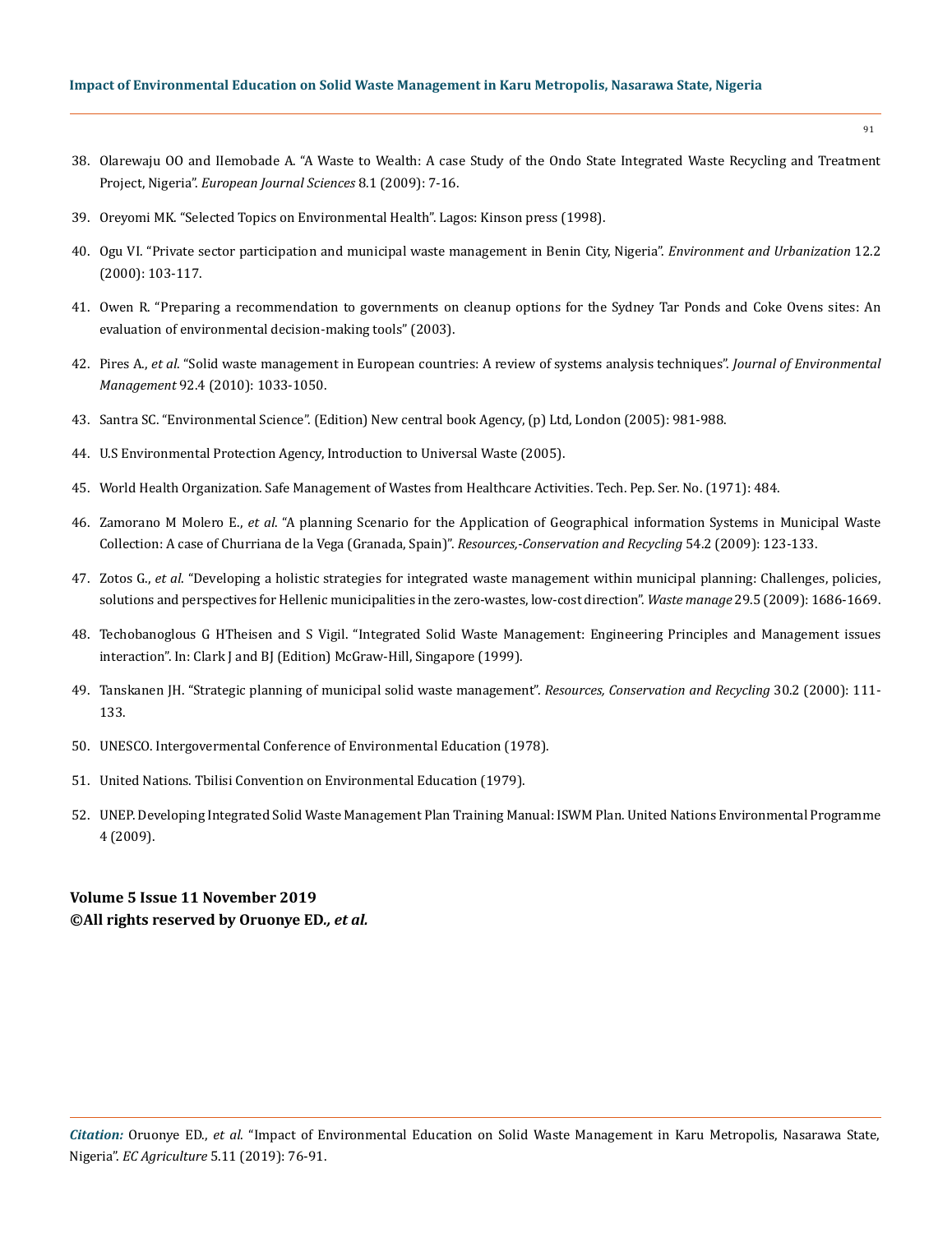38. Olarewaju OO and IIemobade A. "A Waste to Wealth: A case Study of the Ondo State Integrated Waste Recycling and Treatment Project, Nigeria". *European Journal Sciences* 8.1 (2009): 7-16.

39. Oreyomi MK. "Selected Topics on Environmental Health". Lagos: Kinson press (1998).

40. Ogu VI. "Private sector participation and municipal waste management in Benin City, Nigeria". *Environment and Urbanization* 12.2 (2000): 103-117.

41. Owen R. "Preparing a recommendation to governments on cleanup options for the Sydney Tar Ponds and Coke Ovens sites: An evaluation of environmental decision-making tools" (2003).

42. Pires A., *et al*. "Solid waste management in European countries: A review of systems analysis techniques". *Journal of Environmental Management* 92.4 (2010): 1033-1050.

43. Santra SC. "Environmental Science". (Edition) New central book Agency, (p) Ltd, London (2005): 981-988.

44. U.S Environmental Protection Agency, Introduction to Universal Waste (2005).

45. World Health Organization. Safe Management of Wastes from Healthcare Activities. Tech. Pep. Ser. No. (1971): 484.

46. Zamorano M Molero E., *et al*. "A planning Scenario for the Application of Geographical information Systems in Municipal Waste Collection: A case of Churriana de la Vega (Granada, Spain)". *Resources,-Conservation and Recycling* 54.2 (2009): 123-133.

47. Zotos G., *et al*. "Developing a holistic strategies for integrated waste management within municipal planning: Challenges, policies, solutions and perspectives for Hellenic municipalities in the zero-wastes, low-cost direction". *Waste manage* 29.5 (2009): 1686-1669.

48. Techobanoglous G HTheisen and S Vigil. "Integrated Solid Waste Management: Engineering Principles and Management issues interaction". In: Clark J and BJ (Edition) McGraw-Hill, Singapore (1999).

49. Tanskanen JH. "Strategic planning of municipal solid waste management". *Resources, Conservation and Recycling* 30.2 (2000): 111-133.

50. UNESCO. Intergovermental Conference of Environmental Education (1978).

51. United Nations. Tbilisi Convention on Environmental Education (1979).

52. UNEP. Developing Integrated Solid Waste Management Plan Training Manual: ISWM Plan. United Nations Environmental Programme 4 (2009).

**Volume 5 Issue 11 November 2019**
**©All rights reserved by Oruonye ED*., et al.***